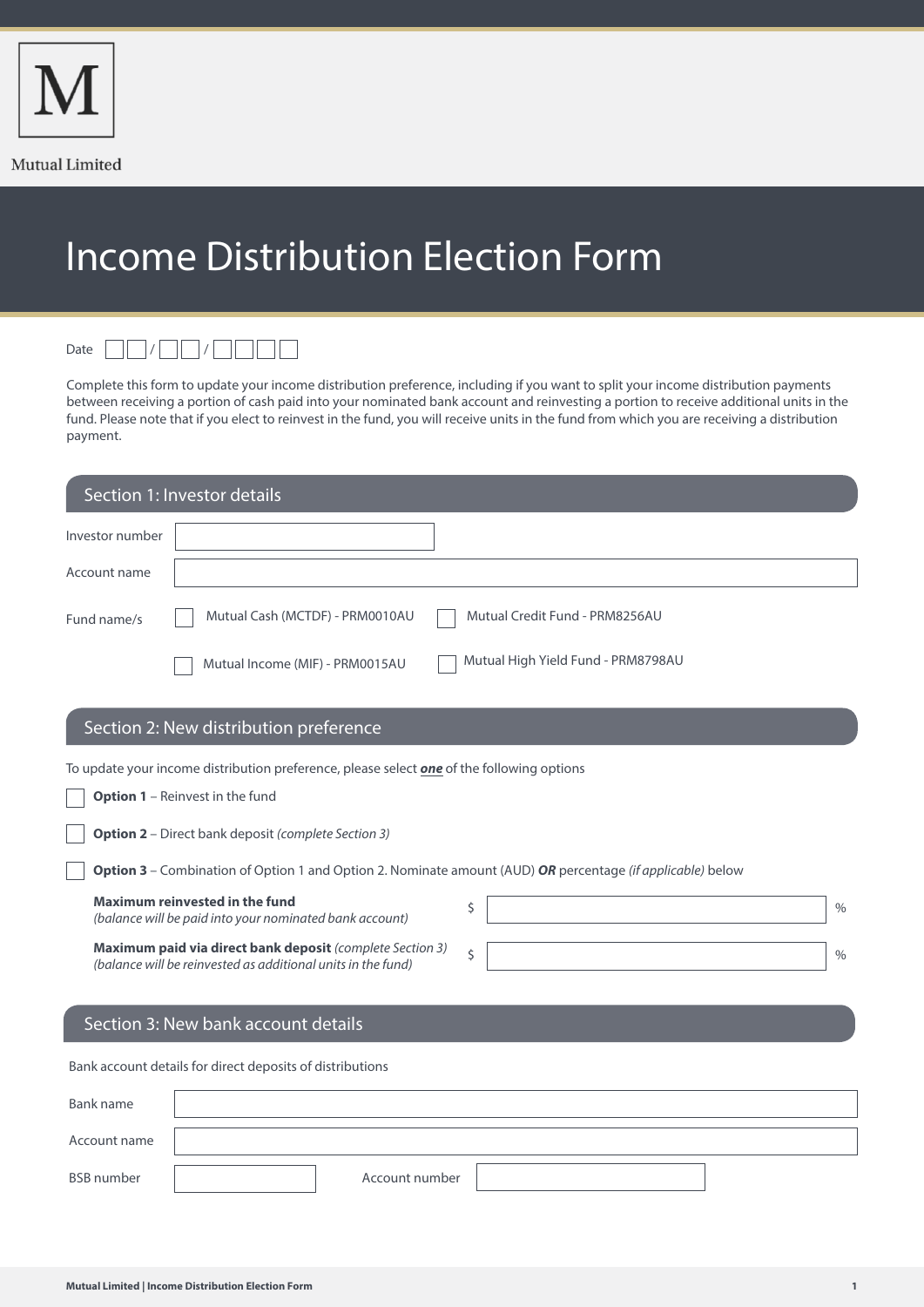M

Mutual Limited

# Income Distribution Election Form

Date ☐☐ / ☐☐ / ☐☐☐☐

Complete this form to update your income distribution preference, including if you want to split your income distribution payments between receiving a portion of cash paid into your nominated bank account and reinvesting a portion to receive additional units in the fund. Please note that if you elect to reinvest in the fund, you will receive units in the fund from which you are receiving a distribution payment.

## Section 1: Investor details

Investor number ____________________

Account name ____________________

Fund name/s

- ☐ Mutual Cash (MCTDF) - PRM0010AU
- ☐ Mutual Credit Fund - PRM8256AU
- ☐ Mutual Income (MIF) - PRM0015AU
- ☐ Mutual High Yield Fund - PRM8798AU

## Section 2: New distribution preference

To update your income distribution preference, please select ***one*** of the following options

☐ **Option 1** – Reinvest in the fund

☐ **Option 2** – Direct bank deposit *(complete Section 3)*

☐ **Option 3** – Combination of Option 1 and Option 2. Nominate amount (AUD) ***OR*** percentage *(if applicable)* below

**Maximum reinvested in the fund**
*(balance will be paid into your nominated bank account)* $ ____________________ %

**Maximum paid via direct bank deposit** *(complete Section 3)*
*(balance will be reinvested as additional units in the fund)* $ ____________________ %

## Section 3: New bank account details

Bank account details for direct deposits of distributions

Bank name ____________________

Account name ____________________

BSB number ____________________ Account number ____________________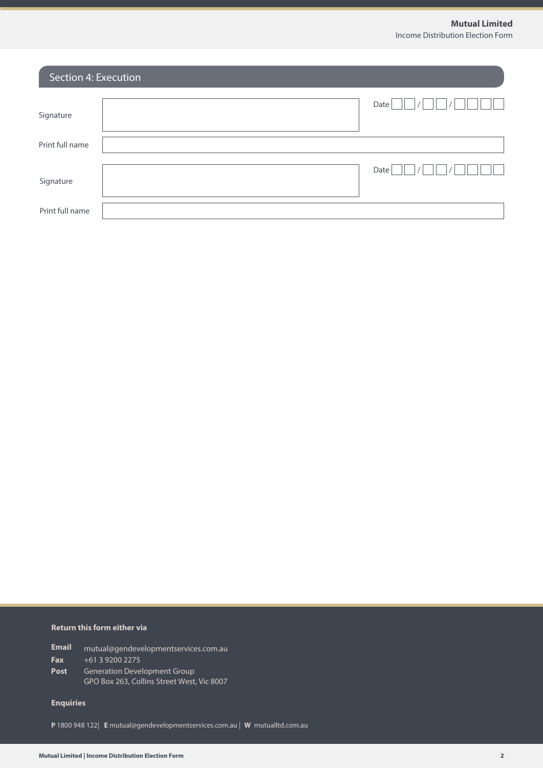## Section 4: Execution

Signature

Date __ __ / __ __ / __ __ __ __

Print full name

Signature

Date __ __ / __ __ / __ __ __ __

Print full name

**Return this form either via**

**Email** mutual@gendevelopmentservices.com.au
**Fax** +61 3 9200 2275
**Post** Generation Development Group
GPO Box 263, Collins Street West, Vic 8007

**Enquiries**

**P** 1800 948 122| **E** mutual@gendevelopmentservices.com.au | **W** mutualltd.com.au